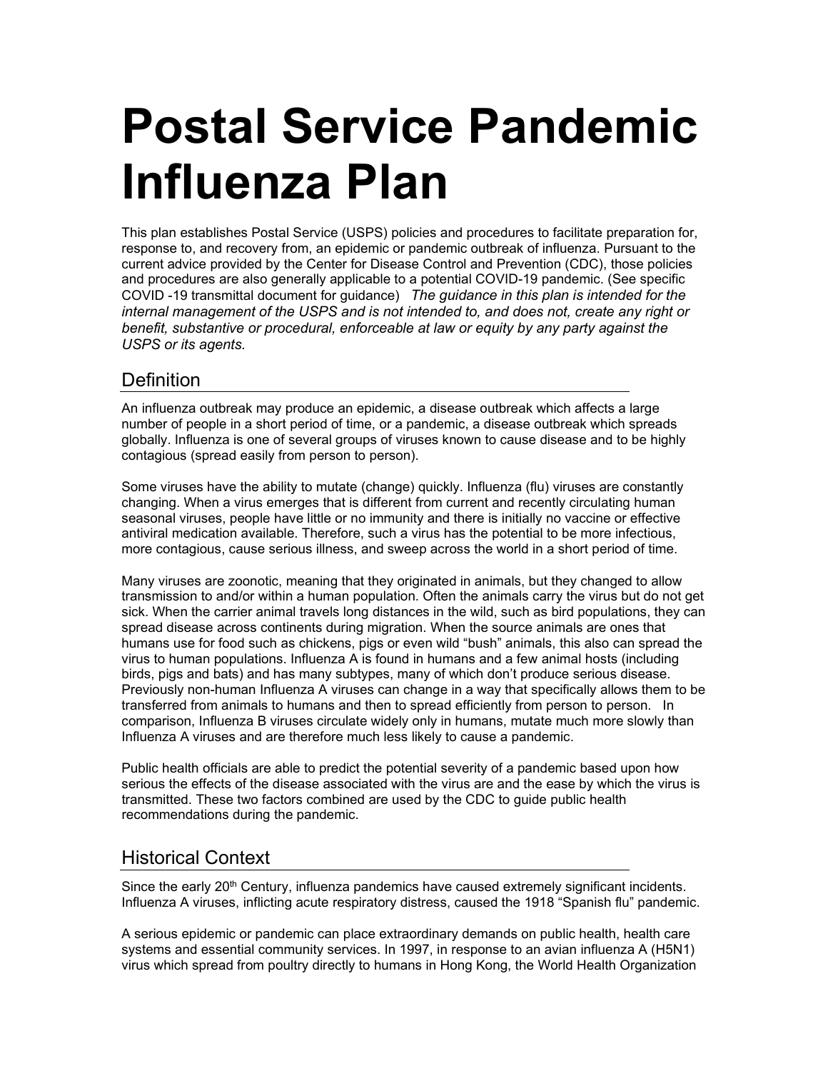# Postal Service Pandemic Influenza Plan

This plan establishes Postal Service (USPS) policies and procedures to facilitate preparation for, response to, and recovery from, an epidemic or pandemic outbreak of influenza. Pursuant to the current advice provided by the Center for Disease Control and Prevention (CDC), those policies and procedures are also generally applicable to a potential COVID-19 pandemic. (See specific COVID -19 transmittal document for guidance) *The guidance in this plan is intended for the internal management of the USPS and is not intended to, and does not, create any right or benefit, substantive or procedural, enforceable at law or equity by any party against the USPS or its agents.*

## Definition

An influenza outbreak may produce an epidemic, a disease outbreak which affects a large number of people in a short period of time, or a pandemic, a disease outbreak which spreads globally. Influenza is one of several groups of viruses known to cause disease and to be highly contagious (spread easily from person to person).

Some viruses have the ability to mutate (change) quickly. Influenza (flu) viruses are constantly changing. When a virus emerges that is different from current and recently circulating human seasonal viruses, people have little or no immunity and there is initially no vaccine or effective antiviral medication available. Therefore, such a virus has the potential to be more infectious, more contagious, cause serious illness, and sweep across the world in a short period of time.

Many viruses are zoonotic, meaning that they originated in animals, but they changed to allow transmission to and/or within a human population. Often the animals carry the virus but do not get sick. When the carrier animal travels long distances in the wild, such as bird populations, they can spread disease across continents during migration. When the source animals are ones that humans use for food such as chickens, pigs or even wild "bush" animals, this also can spread the virus to human populations. Influenza A is found in humans and a few animal hosts (including birds, pigs and bats) and has many subtypes, many of which don't produce serious disease. Previously non-human Influenza A viruses can change in a way that specifically allows them to be transferred from animals to humans and then to spread efficiently from person to person. In comparison, Influenza B viruses circulate widely only in humans, mutate much more slowly than Influenza A viruses and are therefore much less likely to cause a pandemic.

Public health officials are able to predict the potential severity of a pandemic based upon how serious the effects of the disease associated with the virus are and the ease by which the virus is transmitted. These two factors combined are used by the CDC to guide public health recommendations during the pandemic.

## Historical Context

Since the early 20th Century, influenza pandemics have caused extremely significant incidents. Influenza A viruses, inflicting acute respiratory distress, caused the 1918 "Spanish flu" pandemic.

A serious epidemic or pandemic can place extraordinary demands on public health, health care systems and essential community services. In 1997, in response to an avian influenza A (H5N1) virus which spread from poultry directly to humans in Hong Kong, the World Health Organization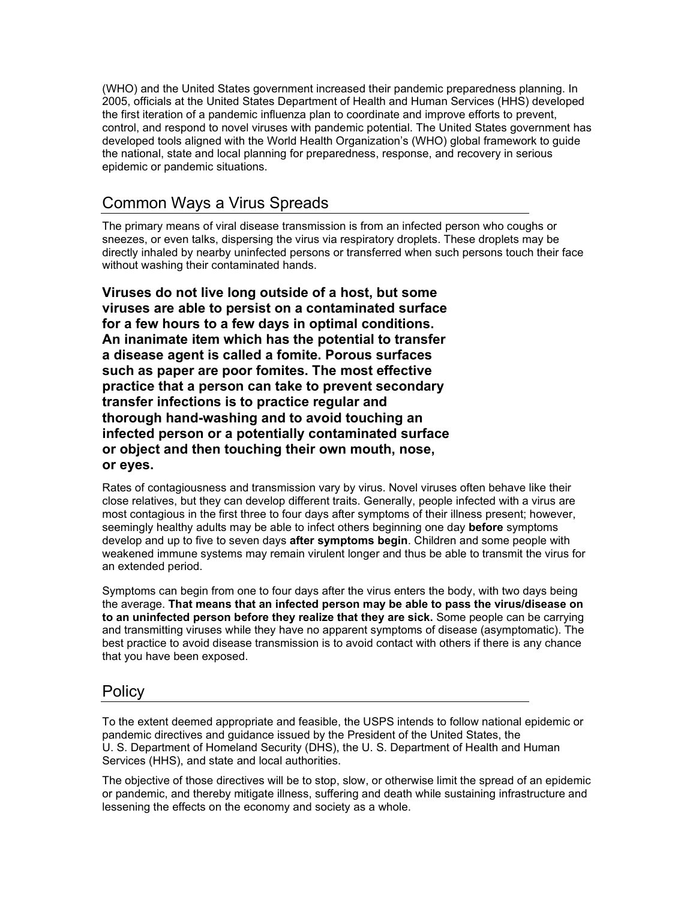(WHO) and the United States government increased their pandemic preparedness planning. In 2005, officials at the United States Department of Health and Human Services (HHS) developed the first iteration of a pandemic influenza plan to coordinate and improve efforts to prevent, control, and respond to novel viruses with pandemic potential. The United States government has developed tools aligned with the World Health Organization's (WHO) global framework to guide the national, state and local planning for preparedness, response, and recovery in serious epidemic or pandemic situations.

## Common Ways a Virus Spreads

The primary means of viral disease transmission is from an infected person who coughs or sneezes, or even talks, dispersing the virus via respiratory droplets. These droplets may be directly inhaled by nearby uninfected persons or transferred when such persons touch their face without washing their contaminated hands.

**Viruses do not live long outside of a host, but some viruses are able to persist on a contaminated surface for a few hours to a few days in optimal conditions. An inanimate item which has the potential to transfer a disease agent is called a fomite. Porous surfaces such as paper are poor fomites. The most effective practice that a person can take to prevent secondary transfer infections is to practice regular and thorough hand-washing and to avoid touching an infected person or a potentially contaminated surface or object and then touching their own mouth, nose, or eyes.**

Rates of contagiousness and transmission vary by virus. Novel viruses often behave like their close relatives, but they can develop different traits. Generally, people infected with a virus are most contagious in the first three to four days after symptoms of their illness present; however, seemingly healthy adults may be able to infect others beginning one day **before** symptoms develop and up to five to seven days **after symptoms begin**. Children and some people with weakened immune systems may remain virulent longer and thus be able to transmit the virus for an extended period.

Symptoms can begin from one to four days after the virus enters the body, with two days being the average. **That means that an infected person may be able to pass the virus/disease on to an uninfected person before they realize that they are sick.** Some people can be carrying and transmitting viruses while they have no apparent symptoms of disease (asymptomatic). The best practice to avoid disease transmission is to avoid contact with others if there is any chance that you have been exposed.

## Policy

To the extent deemed appropriate and feasible, the USPS intends to follow national epidemic or pandemic directives and guidance issued by the President of the United States, the U. S. Department of Homeland Security (DHS), the U. S. Department of Health and Human Services (HHS), and state and local authorities.

The objective of those directives will be to stop, slow, or otherwise limit the spread of an epidemic or pandemic, and thereby mitigate illness, suffering and death while sustaining infrastructure and lessening the effects on the economy and society as a whole.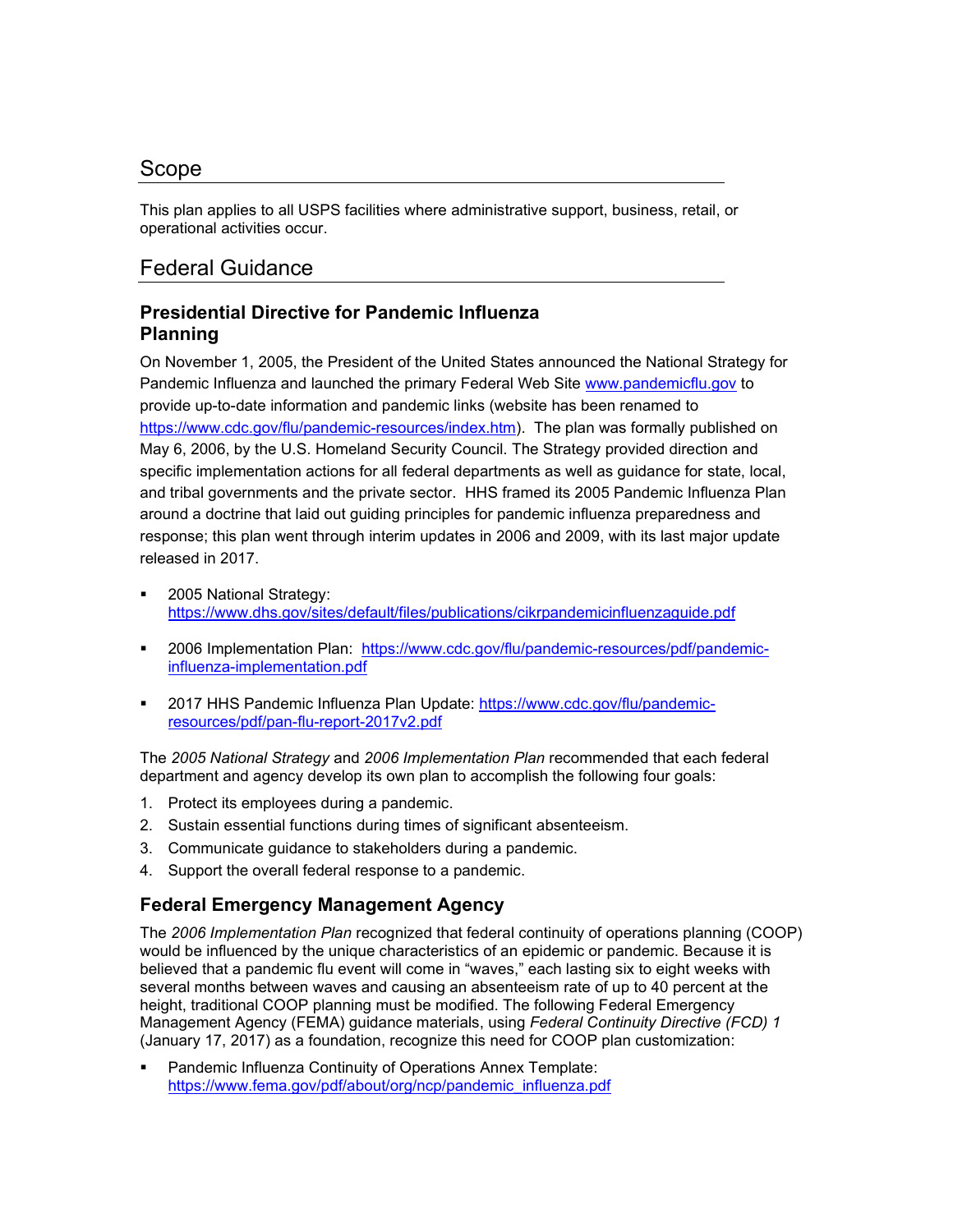## Scope

This plan applies to all USPS facilities where administrative support, business, retail, or operational activities occur.

## Federal Guidance

### Presidential Directive for Pandemic Influenza Planning

On November 1, 2005, the President of the United States announced the National Strategy for Pandemic Influenza and launched the primary Federal Web Site www.pandemicflu.gov to provide up-to-date information and pandemic links (website has been renamed to https://www.cdc.gov/flu/pandemic-resources/index.htm). The plan was formally published on May 6, 2006, by the U.S. Homeland Security Council. The Strategy provided direction and specific implementation actions for all federal departments as well as guidance for state, local, and tribal governments and the private sector. HHS framed its 2005 Pandemic Influenza Plan around a doctrine that laid out guiding principles for pandemic influenza preparedness and response; this plan went through interim updates in 2006 and 2009, with its last major update released in 2017.

- 2005 National Strategy: https://www.dhs.gov/sites/default/files/publications/cikrpandemicinfluenzaguide.pdf
- 2006 Implementation Plan: https://www.cdc.gov/flu/pandemic-resources/pdf/pandemic-influenza-implementation.pdf
- 2017 HHS Pandemic Influenza Plan Update: https://www.cdc.gov/flu/pandemic-resources/pdf/pan-flu-report-2017v2.pdf

The *2005 National Strategy* and *2006 Implementation Plan* recommended that each federal department and agency develop its own plan to accomplish the following four goals:

1. Protect its employees during a pandemic.
2. Sustain essential functions during times of significant absenteeism.
3. Communicate guidance to stakeholders during a pandemic.
4. Support the overall federal response to a pandemic.

### Federal Emergency Management Agency

The *2006 Implementation Plan* recognized that federal continuity of operations planning (COOP) would be influenced by the unique characteristics of an epidemic or pandemic. Because it is believed that a pandemic flu event will come in "waves," each lasting six to eight weeks with several months between waves and causing an absenteeism rate of up to 40 percent at the height, traditional COOP planning must be modified. The following Federal Emergency Management Agency (FEMA) guidance materials, using *Federal Continuity Directive (FCD) 1* (January 17, 2017) as a foundation, recognize this need for COOP plan customization:

- Pandemic Influenza Continuity of Operations Annex Template: https://www.fema.gov/pdf/about/org/ncp/pandemic_influenza.pdf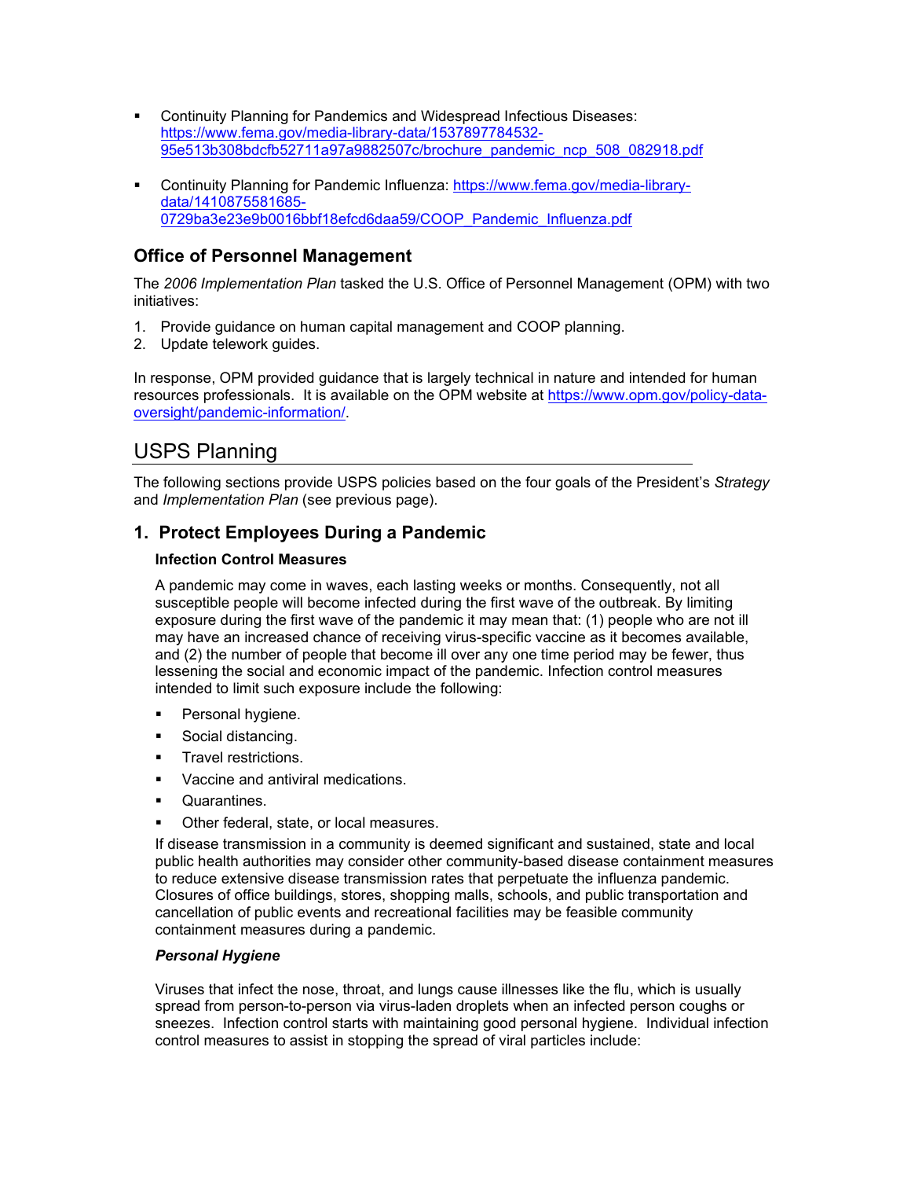- Continuity Planning for Pandemics and Widespread Infectious Diseases: https://www.fema.gov/media-library-data/1537897784532-95e513b308bdcfb52711a97a9882507c/brochure_pandemic_ncp_508_082918.pdf

- Continuity Planning for Pandemic Influenza: https://www.fema.gov/media-library-data/1410875581685-0729ba3e23e9b0016bbf18efcd6daa59/COOP_Pandemic_Influenza.pdf

### Office of Personnel Management

The *2006 Implementation Plan* tasked the U.S. Office of Personnel Management (OPM) with two initiatives:

1. Provide guidance on human capital management and COOP planning.
2. Update telework guides.

In response, OPM provided guidance that is largely technical in nature and intended for human resources professionals. It is available on the OPM website at https://www.opm.gov/policy-data-oversight/pandemic-information/.

## USPS Planning

The following sections provide USPS policies based on the four goals of the President's *Strategy* and *Implementation Plan* (see previous page).

### 1. Protect Employees During a Pandemic

**Infection Control Measures**

A pandemic may come in waves, each lasting weeks or months. Consequently, not all susceptible people will become infected during the first wave of the outbreak. By limiting exposure during the first wave of the pandemic it may mean that: (1) people who are not ill may have an increased chance of receiving virus-specific vaccine as it becomes available, and (2) the number of people that become ill over any one time period may be fewer, thus lessening the social and economic impact of the pandemic. Infection control measures intended to limit such exposure include the following:

- Personal hygiene.
- Social distancing.
- Travel restrictions.
- Vaccine and antiviral medications.
- Quarantines.
- Other federal, state, or local measures.

If disease transmission in a community is deemed significant and sustained, state and local public health authorities may consider other community-based disease containment measures to reduce extensive disease transmission rates that perpetuate the influenza pandemic. Closures of office buildings, stores, shopping malls, schools, and public transportation and cancellation of public events and recreational facilities may be feasible community containment measures during a pandemic.

***Personal Hygiene***

Viruses that infect the nose, throat, and lungs cause illnesses like the flu, which is usually spread from person-to-person via virus-laden droplets when an infected person coughs or sneezes. Infection control starts with maintaining good personal hygiene. Individual infection control measures to assist in stopping the spread of viral particles include: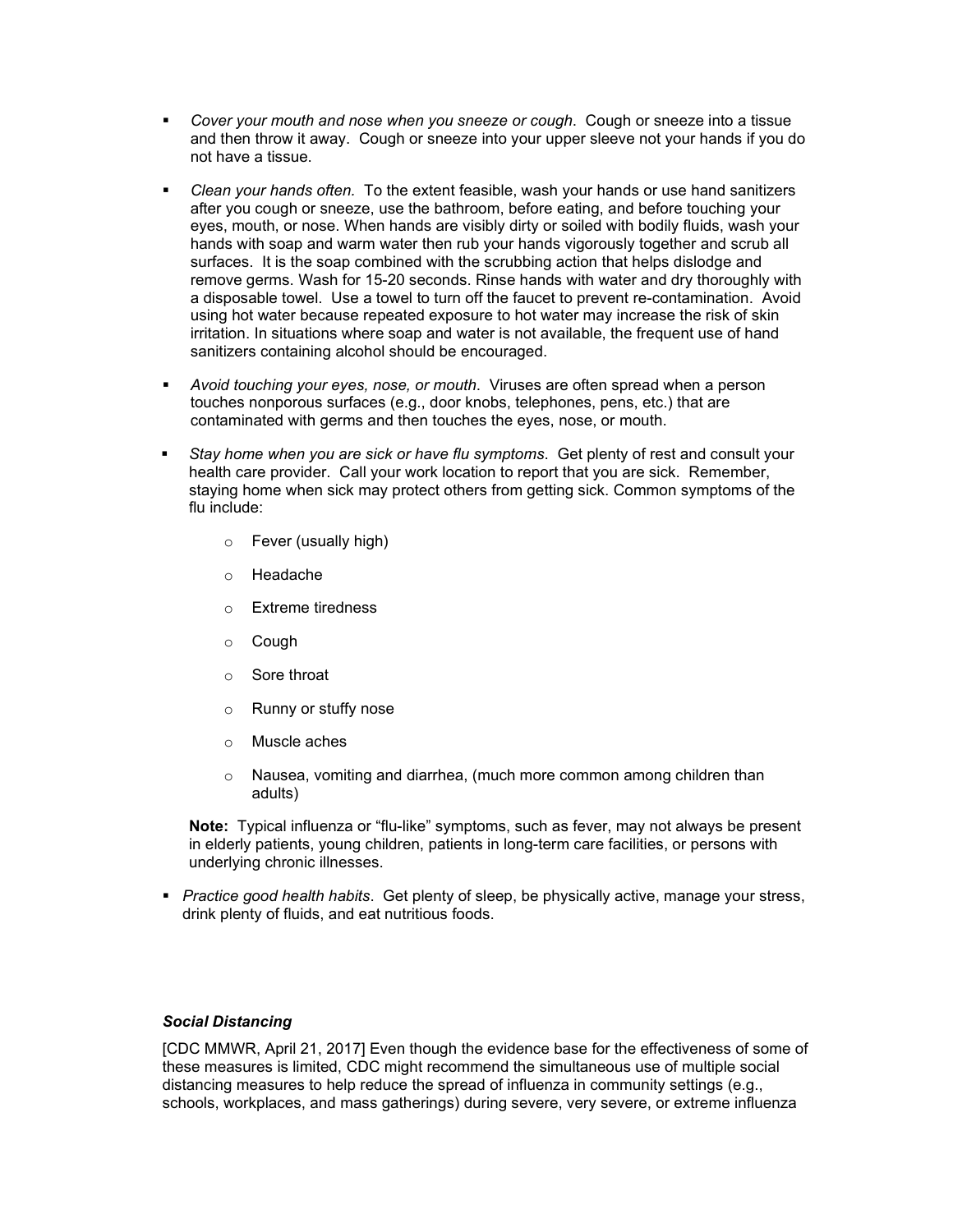- *Cover your mouth and nose when you sneeze or cough*. Cough or sneeze into a tissue and then throw it away. Cough or sneeze into your upper sleeve not your hands if you do not have a tissue.

- *Clean your hands often.* To the extent feasible, wash your hands or use hand sanitizers after you cough or sneeze, use the bathroom, before eating, and before touching your eyes, mouth, or nose. When hands are visibly dirty or soiled with bodily fluids, wash your hands with soap and warm water then rub your hands vigorously together and scrub all surfaces. It is the soap combined with the scrubbing action that helps dislodge and remove germs. Wash for 15-20 seconds. Rinse hands with water and dry thoroughly with a disposable towel. Use a towel to turn off the faucet to prevent re-contamination. Avoid using hot water because repeated exposure to hot water may increase the risk of skin irritation. In situations where soap and water is not available, the frequent use of hand sanitizers containing alcohol should be encouraged.

- *Avoid touching your eyes, nose, or mouth*. Viruses are often spread when a person touches nonporous surfaces (e.g., door knobs, telephones, pens, etc.) that are contaminated with germs and then touches the eyes, nose, or mouth.

- *Stay home when you are sick or have flu symptoms*. Get plenty of rest and consult your health care provider. Call your work location to report that you are sick. Remember, staying home when sick may protect others from getting sick. Common symptoms of the flu include:

  - Fever (usually high)
  - Headache
  - Extreme tiredness
  - Cough
  - Sore throat
  - Runny or stuffy nose
  - Muscle aches
  - Nausea, vomiting and diarrhea, (much more common among children than adults)

  **Note:** Typical influenza or "flu-like" symptoms, such as fever, may not always be present in elderly patients, young children, patients in long-term care facilities, or persons with underlying chronic illnesses.

- *Practice good health habits*. Get plenty of sleep, be physically active, manage your stress, drink plenty of fluids, and eat nutritious foods.

### *Social Distancing*

[CDC MMWR, April 21, 2017] Even though the evidence base for the effectiveness of some of these measures is limited, CDC might recommend the simultaneous use of multiple social distancing measures to help reduce the spread of influenza in community settings (e.g., schools, workplaces, and mass gatherings) during severe, very severe, or extreme influenza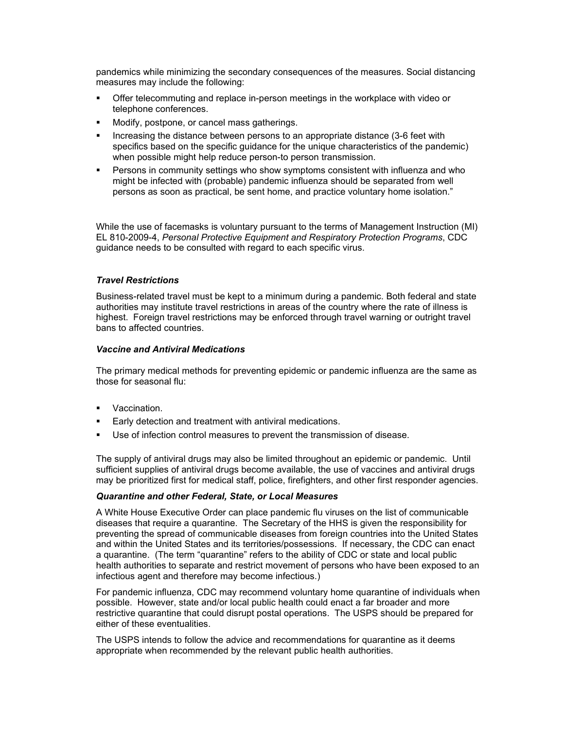pandemics while minimizing the secondary consequences of the measures. Social distancing measures may include the following:

- Offer telecommuting and replace in-person meetings in the workplace with video or telephone conferences.
- Modify, postpone, or cancel mass gatherings.
- Increasing the distance between persons to an appropriate distance (3-6 feet with specifics based on the specific guidance for the unique characteristics of the pandemic) when possible might help reduce person-to person transmission.
- Persons in community settings who show symptoms consistent with influenza and who might be infected with (probable) pandemic influenza should be separated from well persons as soon as practical, be sent home, and practice voluntary home isolation."

While the use of facemasks is voluntary pursuant to the terms of Management Instruction (MI) EL 810-2009-4, *Personal Protective Equipment and Respiratory Protection Programs*, CDC guidance needs to be consulted with regard to each specific virus.

### *Travel Restrictions*

Business-related travel must be kept to a minimum during a pandemic. Both federal and state authorities may institute travel restrictions in areas of the country where the rate of illness is highest. Foreign travel restrictions may be enforced through travel warning or outright travel bans to affected countries.

### *Vaccine and Antiviral Medications*

The primary medical methods for preventing epidemic or pandemic influenza are the same as those for seasonal flu:

- Vaccination.
- Early detection and treatment with antiviral medications.
- Use of infection control measures to prevent the transmission of disease.

The supply of antiviral drugs may also be limited throughout an epidemic or pandemic. Until sufficient supplies of antiviral drugs become available, the use of vaccines and antiviral drugs may be prioritized first for medical staff, police, firefighters, and other first responder agencies.

### *Quarantine and other Federal, State, or Local Measures*

A White House Executive Order can place pandemic flu viruses on the list of communicable diseases that require a quarantine. The Secretary of the HHS is given the responsibility for preventing the spread of communicable diseases from foreign countries into the United States and within the United States and its territories/possessions. If necessary, the CDC can enact a quarantine. (The term "quarantine" refers to the ability of CDC or state and local public health authorities to separate and restrict movement of persons who have been exposed to an infectious agent and therefore may become infectious.)

For pandemic influenza, CDC may recommend voluntary home quarantine of individuals when possible. However, state and/or local public health could enact a far broader and more restrictive quarantine that could disrupt postal operations. The USPS should be prepared for either of these eventualities.

The USPS intends to follow the advice and recommendations for quarantine as it deems appropriate when recommended by the relevant public health authorities.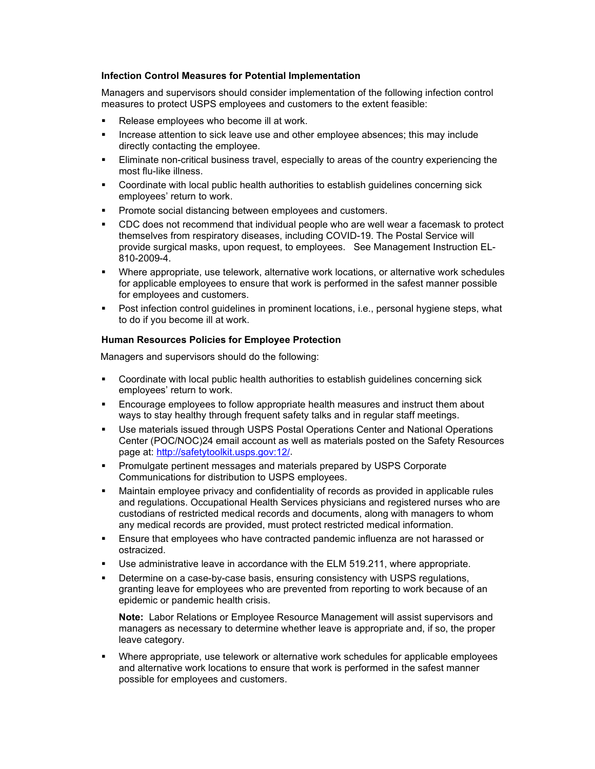**Infection Control Measures for Potential Implementation**

Managers and supervisors should consider implementation of the following infection control measures to protect USPS employees and customers to the extent feasible:

- Release employees who become ill at work.
- Increase attention to sick leave use and other employee absences; this may include directly contacting the employee.
- Eliminate non-critical business travel, especially to areas of the country experiencing the most flu-like illness.
- Coordinate with local public health authorities to establish guidelines concerning sick employees' return to work.
- Promote social distancing between employees and customers.
- CDC does not recommend that individual people who are well wear a facemask to protect themselves from respiratory diseases, including COVID-19. The Postal Service will provide surgical masks, upon request, to employees. See Management Instruction EL-810-2009-4.
- Where appropriate, use telework, alternative work locations, or alternative work schedules for applicable employees to ensure that work is performed in the safest manner possible for employees and customers.
- Post infection control guidelines in prominent locations, i.e., personal hygiene steps, what to do if you become ill at work.

**Human Resources Policies for Employee Protection**

Managers and supervisors should do the following:

- Coordinate with local public health authorities to establish guidelines concerning sick employees' return to work.
- Encourage employees to follow appropriate health measures and instruct them about ways to stay healthy through frequent safety talks and in regular staff meetings.
- Use materials issued through USPS Postal Operations Center and National Operations Center (POC/NOC)24 email account as well as materials posted on the Safety Resources page at: [http://safetytoolkit.usps.gov:12/](http://safetytoolkit.usps.gov:12/).
- Promulgate pertinent messages and materials prepared by USPS Corporate Communications for distribution to USPS employees.
- Maintain employee privacy and confidentiality of records as provided in applicable rules and regulations. Occupational Health Services physicians and registered nurses who are custodians of restricted medical records and documents, along with managers to whom any medical records are provided, must protect restricted medical information.
- Ensure that employees who have contracted pandemic influenza are not harassed or ostracized.
- Use administrative leave in accordance with the ELM 519.211, where appropriate.
- Determine on a case-by-case basis, ensuring consistency with USPS regulations, granting leave for employees who are prevented from reporting to work because of an epidemic or pandemic health crisis.

  **Note:** Labor Relations or Employee Resource Management will assist supervisors and managers as necessary to determine whether leave is appropriate and, if so, the proper leave category.

- Where appropriate, use telework or alternative work schedules for applicable employees and alternative work locations to ensure that work is performed in the safest manner possible for employees and customers.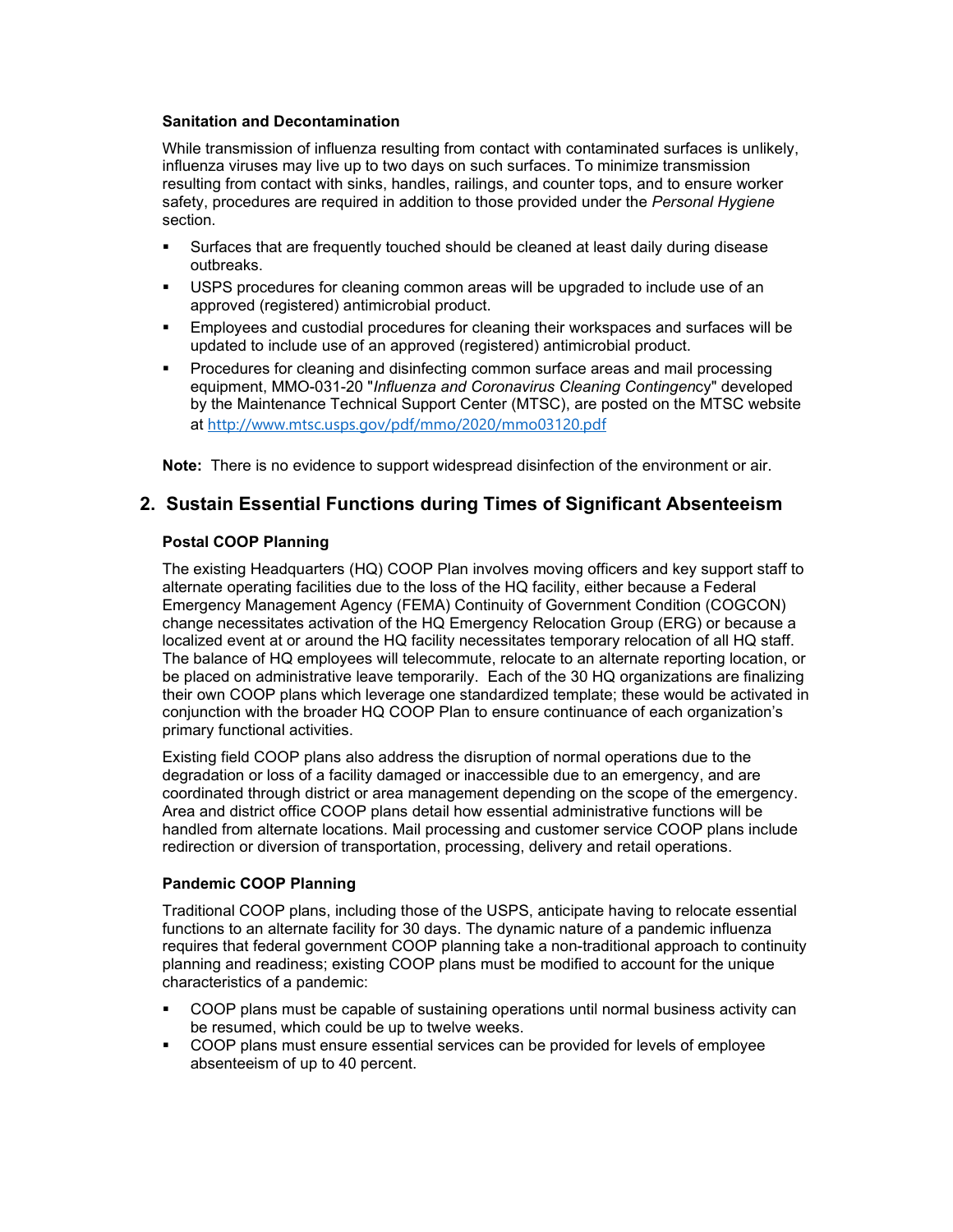### Sanitation and Decontamination

While transmission of influenza resulting from contact with contaminated surfaces is unlikely, influenza viruses may live up to two days on such surfaces. To minimize transmission resulting from contact with sinks, handles, railings, and counter tops, and to ensure worker safety, procedures are required in addition to those provided under the *Personal Hygiene* section.

- Surfaces that are frequently touched should be cleaned at least daily during disease outbreaks.
- USPS procedures for cleaning common areas will be upgraded to include use of an approved (registered) antimicrobial product.
- Employees and custodial procedures for cleaning their workspaces and surfaces will be updated to include use of an approved (registered) antimicrobial product.
- Procedures for cleaning and disinfecting common surface areas and mail processing equipment, MMO-031-20 "*Influenza and Coronavirus Cleaning Contingen*cy" developed by the Maintenance Technical Support Center (MTSC), are posted on the MTSC website at http://www.mtsc.usps.gov/pdf/mmo/2020/mmo03120.pdf

**Note:** There is no evidence to support widespread disinfection of the environment or air.

## 2. Sustain Essential Functions during Times of Significant Absenteeism

### Postal COOP Planning

The existing Headquarters (HQ) COOP Plan involves moving officers and key support staff to alternate operating facilities due to the loss of the HQ facility, either because a Federal Emergency Management Agency (FEMA) Continuity of Government Condition (COGCON) change necessitates activation of the HQ Emergency Relocation Group (ERG) or because a localized event at or around the HQ facility necessitates temporary relocation of all HQ staff. The balance of HQ employees will telecommute, relocate to an alternate reporting location, or be placed on administrative leave temporarily. Each of the 30 HQ organizations are finalizing their own COOP plans which leverage one standardized template; these would be activated in conjunction with the broader HQ COOP Plan to ensure continuance of each organization's primary functional activities.

Existing field COOP plans also address the disruption of normal operations due to the degradation or loss of a facility damaged or inaccessible due to an emergency, and are coordinated through district or area management depending on the scope of the emergency. Area and district office COOP plans detail how essential administrative functions will be handled from alternate locations. Mail processing and customer service COOP plans include redirection or diversion of transportation, processing, delivery and retail operations.

### Pandemic COOP Planning

Traditional COOP plans, including those of the USPS, anticipate having to relocate essential functions to an alternate facility for 30 days. The dynamic nature of a pandemic influenza requires that federal government COOP planning take a non-traditional approach to continuity planning and readiness; existing COOP plans must be modified to account for the unique characteristics of a pandemic:

- COOP plans must be capable of sustaining operations until normal business activity can be resumed, which could be up to twelve weeks.
- COOP plans must ensure essential services can be provided for levels of employee absenteeism of up to 40 percent.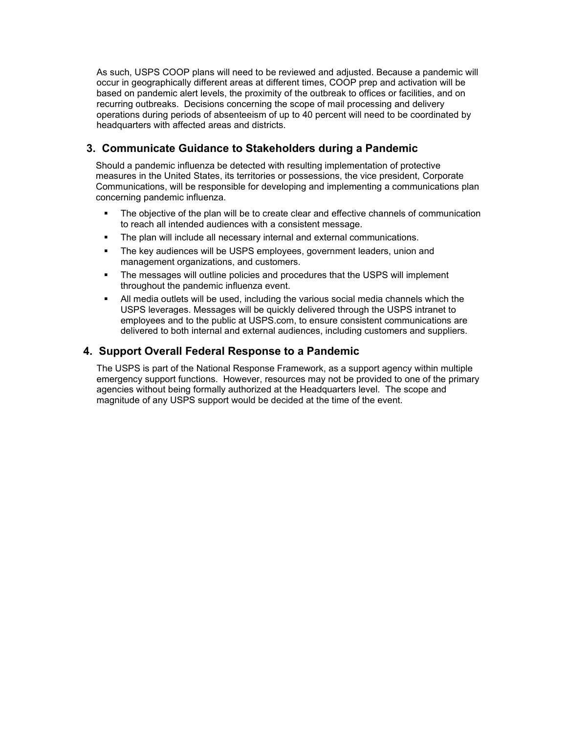As such, USPS COOP plans will need to be reviewed and adjusted. Because a pandemic will occur in geographically different areas at different times, COOP prep and activation will be based on pandemic alert levels, the proximity of the outbreak to offices or facilities, and on recurring outbreaks. Decisions concerning the scope of mail processing and delivery operations during periods of absenteeism of up to 40 percent will need to be coordinated by headquarters with affected areas and districts.

## 3. Communicate Guidance to Stakeholders during a Pandemic

Should a pandemic influenza be detected with resulting implementation of protective measures in the United States, its territories or possessions, the vice president, Corporate Communications, will be responsible for developing and implementing a communications plan concerning pandemic influenza.

- The objective of the plan will be to create clear and effective channels of communication to reach all intended audiences with a consistent message.
- The plan will include all necessary internal and external communications.
- The key audiences will be USPS employees, government leaders, union and management organizations, and customers.
- The messages will outline policies and procedures that the USPS will implement throughout the pandemic influenza event.
- All media outlets will be used, including the various social media channels which the USPS leverages. Messages will be quickly delivered through the USPS intranet to employees and to the public at USPS.com, to ensure consistent communications are delivered to both internal and external audiences, including customers and suppliers.

## 4. Support Overall Federal Response to a Pandemic

The USPS is part of the National Response Framework, as a support agency within multiple emergency support functions. However, resources may not be provided to one of the primary agencies without being formally authorized at the Headquarters level. The scope and magnitude of any USPS support would be decided at the time of the event.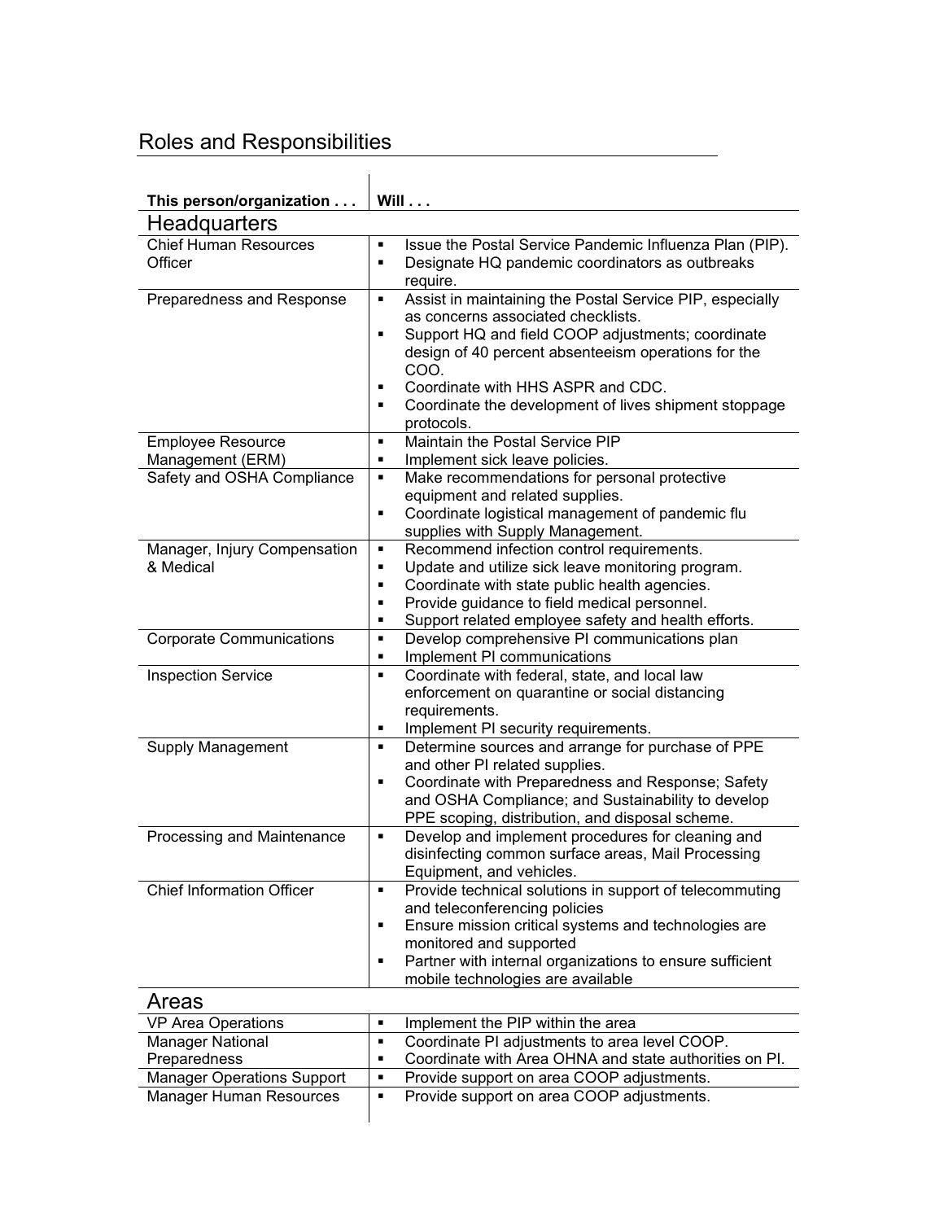## Roles and Responsibilities

| This person/organization . . . | Will . . . |
|---|---|
| **Headquarters** | |
| Chief Human Resources Officer | ▪ Issue the Postal Service Pandemic Influenza Plan (PIP).<br>▪ Designate HQ pandemic coordinators as outbreaks require. |
| Preparedness and Response | ▪ Assist in maintaining the Postal Service PIP, especially as concerns associated checklists.<br>▪ Support HQ and field COOP adjustments; coordinate design of 40 percent absenteeism operations for the COO.<br>▪ Coordinate with HHS ASPR and CDC.<br>▪ Coordinate the development of lives shipment stoppage protocols. |
| Employee Resource Management (ERM) | ▪ Maintain the Postal Service PIP<br>▪ Implement sick leave policies. |
| Safety and OSHA Compliance | ▪ Make recommendations for personal protective equipment and related supplies.<br>▪ Coordinate logistical management of pandemic flu supplies with Supply Management. |
| Manager, Injury Compensation & Medical | ▪ Recommend infection control requirements.<br>▪ Update and utilize sick leave monitoring program.<br>▪ Coordinate with state public health agencies.<br>▪ Provide guidance to field medical personnel.<br>▪ Support related employee safety and health efforts. |
| Corporate Communications | ▪ Develop comprehensive PI communications plan<br>▪ Implement PI communications |
| Inspection Service | ▪ Coordinate with federal, state, and local law enforcement on quarantine or social distancing requirements.<br>▪ Implement PI security requirements. |
| Supply Management | ▪ Determine sources and arrange for purchase of PPE and other PI related supplies.<br>▪ Coordinate with Preparedness and Response; Safety and OSHA Compliance; and Sustainability to develop PPE scoping, distribution, and disposal scheme. |
| Processing and Maintenance | ▪ Develop and implement procedures for cleaning and disinfecting common surface areas, Mail Processing Equipment, and vehicles. |
| Chief Information Officer | ▪ Provide technical solutions in support of telecommuting and teleconferencing policies<br>▪ Ensure mission critical systems and technologies are monitored and supported<br>▪ Partner with internal organizations to ensure sufficient mobile technologies are available |
| **Areas** | |
| VP Area Operations | ▪ Implement the PIP within the area |
| Manager National Preparedness | ▪ Coordinate PI adjustments to area level COOP.<br>▪ Coordinate with Area OHNA and state authorities on PI. |
| Manager Operations Support | ▪ Provide support on area COOP adjustments. |
| Manager Human Resources | ▪ Provide support on area COOP adjustments. |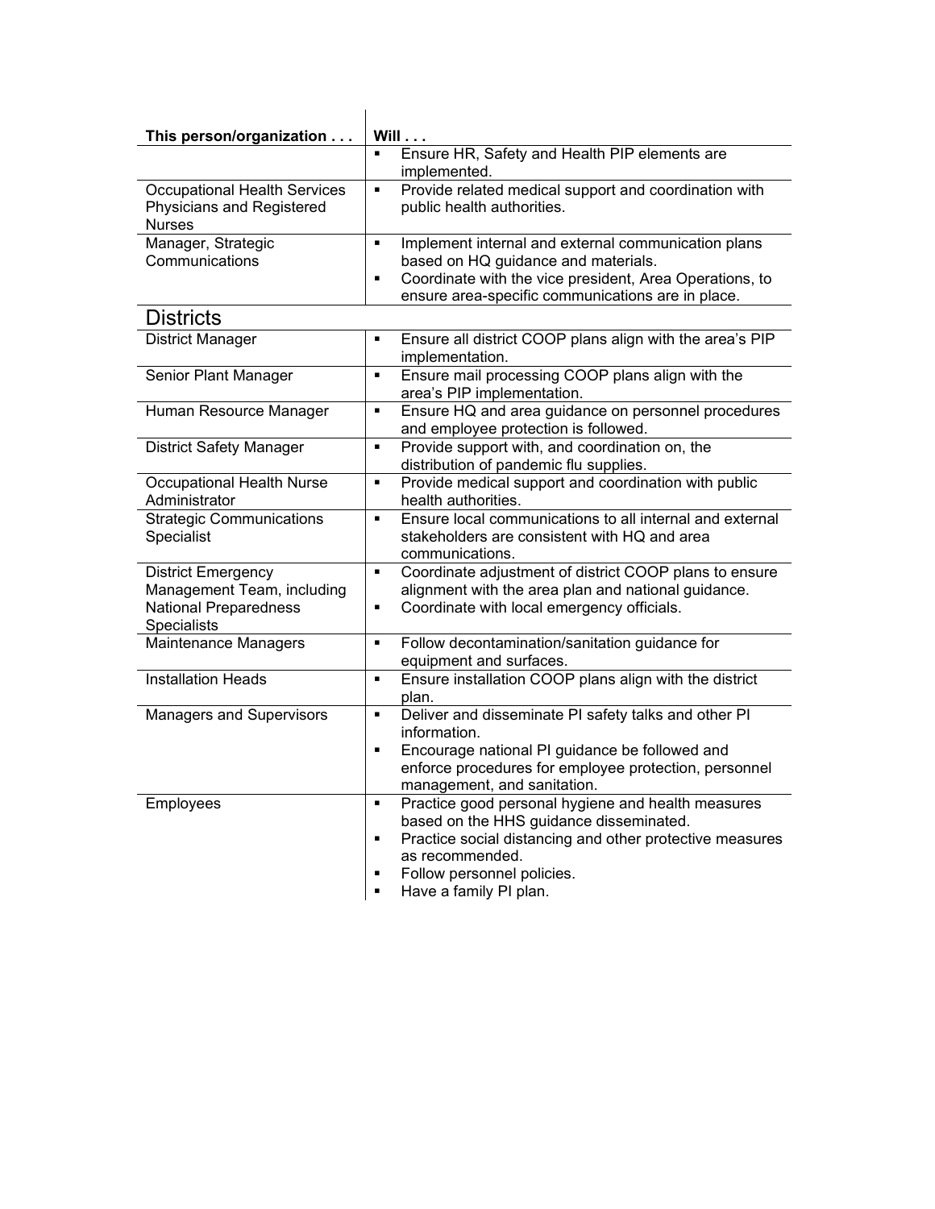| This person/organization . . . | Will . . . |
|---|---|
| | ▪ Ensure HR, Safety and Health PIP elements are implemented. |
| Occupational Health Services Physicians and Registered Nurses | ▪ Provide related medical support and coordination with public health authorities. |
| Manager, Strategic Communications | ▪ Implement internal and external communication plans based on HQ guidance and materials.<br>▪ Coordinate with the vice president, Area Operations, to ensure area-specific communications are in place. |
| **Districts** | |
| District Manager | ▪ Ensure all district COOP plans align with the area's PIP implementation. |
| Senior Plant Manager | ▪ Ensure mail processing COOP plans align with the area's PIP implementation. |
| Human Resource Manager | ▪ Ensure HQ and area guidance on personnel procedures and employee protection is followed. |
| District Safety Manager | ▪ Provide support with, and coordination on, the distribution of pandemic flu supplies. |
| Occupational Health Nurse Administrator | ▪ Provide medical support and coordination with public health authorities. |
| Strategic Communications Specialist | ▪ Ensure local communications to all internal and external stakeholders are consistent with HQ and area communications. |
| District Emergency Management Team, including National Preparedness Specialists | ▪ Coordinate adjustment of district COOP plans to ensure alignment with the area plan and national guidance.<br>▪ Coordinate with local emergency officials. |
| Maintenance Managers | ▪ Follow decontamination/sanitation guidance for equipment and surfaces. |
| Installation Heads | ▪ Ensure installation COOP plans align with the district plan. |
| Managers and Supervisors | ▪ Deliver and disseminate PI safety talks and other PI information.<br>▪ Encourage national PI guidance be followed and enforce procedures for employee protection, personnel management, and sanitation. |
| Employees | ▪ Practice good personal hygiene and health measures based on the HHS guidance disseminated.<br>▪ Practice social distancing and other protective measures as recommended.<br>▪ Follow personnel policies.<br>▪ Have a family PI plan. |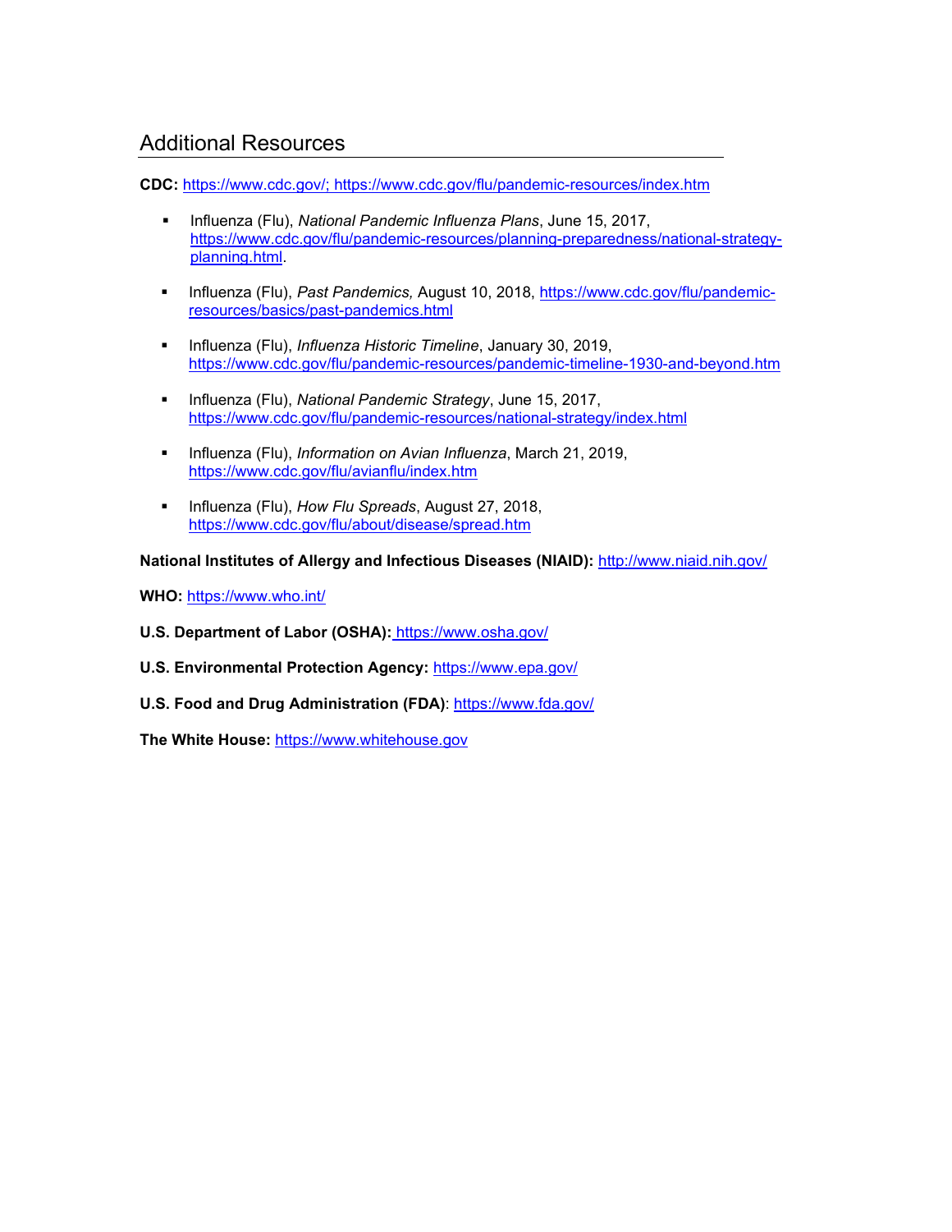## Additional Resources

**CDC:** https://www.cdc.gov/; https://www.cdc.gov/flu/pandemic-resources/index.htm

- Influenza (Flu), *National Pandemic Influenza Plans*, June 15, 2017, https://www.cdc.gov/flu/pandemic-resources/planning-preparedness/national-strategy-planning.html.
- Influenza (Flu), *Past Pandemics,* August 10, 2018, https://www.cdc.gov/flu/pandemic-resources/basics/past-pandemics.html
- Influenza (Flu), *Influenza Historic Timeline*, January 30, 2019, https://www.cdc.gov/flu/pandemic-resources/pandemic-timeline-1930-and-beyond.htm
- Influenza (Flu), *National Pandemic Strategy*, June 15, 2017, https://www.cdc.gov/flu/pandemic-resources/national-strategy/index.html
- Influenza (Flu), *Information on Avian Influenza*, March 21, 2019, https://www.cdc.gov/flu/avianflu/index.htm
- Influenza (Flu), *How Flu Spreads*, August 27, 2018, https://www.cdc.gov/flu/about/disease/spread.htm

**National Institutes of Allergy and Infectious Diseases (NIAID):** http://www.niaid.nih.gov/

**WHO:** https://www.who.int/

**U.S. Department of Labor (OSHA):** https://www.osha.gov/

**U.S. Environmental Protection Agency:** https://www.epa.gov/

**U.S. Food and Drug Administration (FDA)**: https://www.fda.gov/

**The White House:** https://www.whitehouse.gov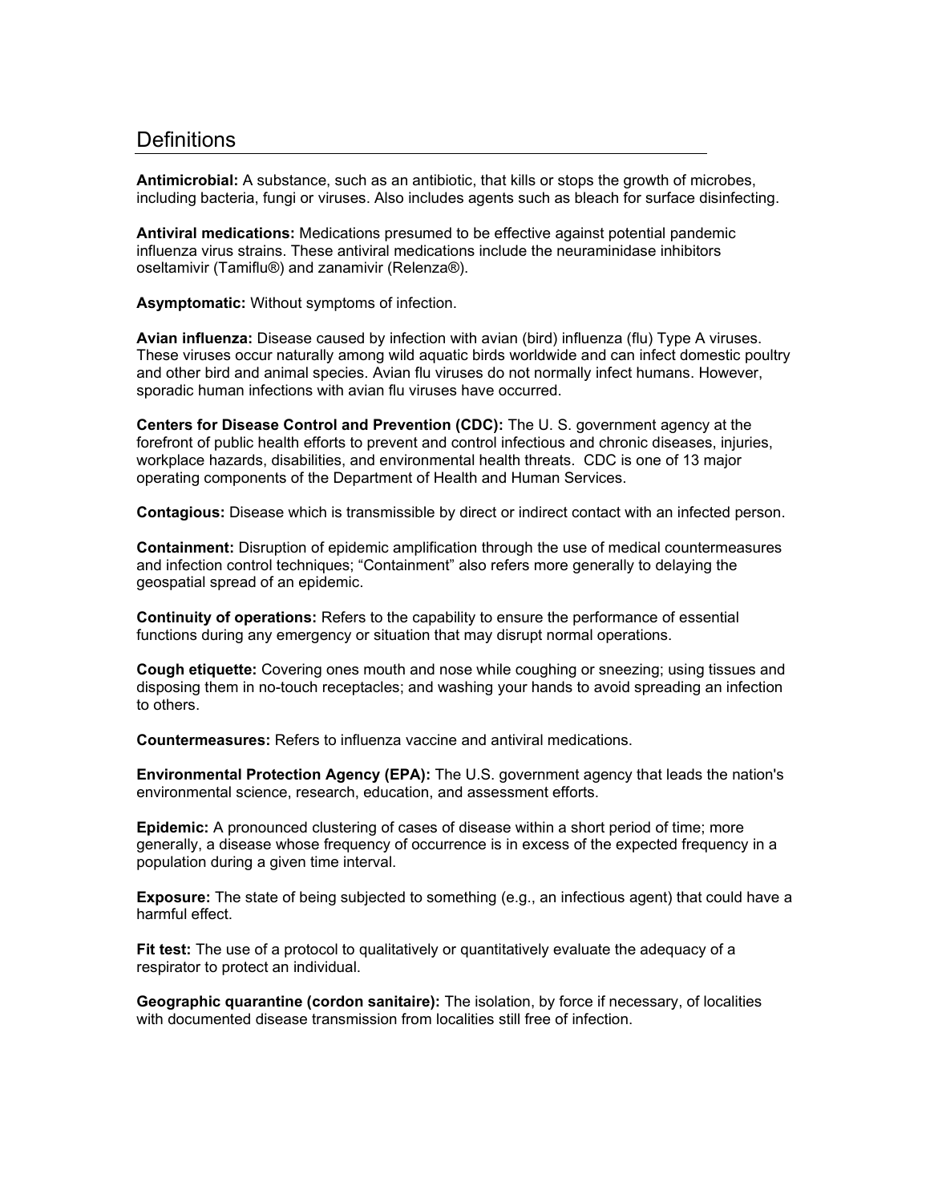## Definitions

**Antimicrobial:** A substance, such as an antibiotic, that kills or stops the growth of microbes, including bacteria, fungi or viruses. Also includes agents such as bleach for surface disinfecting.

**Antiviral medications:** Medications presumed to be effective against potential pandemic influenza virus strains. These antiviral medications include the neuraminidase inhibitors oseltamivir (Tamiflu®) and zanamivir (Relenza®).

**Asymptomatic:** Without symptoms of infection.

**Avian influenza:** Disease caused by infection with avian (bird) influenza (flu) Type A viruses. These viruses occur naturally among wild aquatic birds worldwide and can infect domestic poultry and other bird and animal species. Avian flu viruses do not normally infect humans. However, sporadic human infections with avian flu viruses have occurred.

**Centers for Disease Control and Prevention (CDC):** The U. S. government agency at the forefront of public health efforts to prevent and control infectious and chronic diseases, injuries, workplace hazards, disabilities, and environmental health threats. CDC is one of 13 major operating components of the Department of Health and Human Services.

**Contagious:** Disease which is transmissible by direct or indirect contact with an infected person.

**Containment:** Disruption of epidemic amplification through the use of medical countermeasures and infection control techniques; "Containment" also refers more generally to delaying the geospatial spread of an epidemic.

**Continuity of operations:** Refers to the capability to ensure the performance of essential functions during any emergency or situation that may disrupt normal operations.

**Cough etiquette:** Covering ones mouth and nose while coughing or sneezing; using tissues and disposing them in no-touch receptacles; and washing your hands to avoid spreading an infection to others.

**Countermeasures:** Refers to influenza vaccine and antiviral medications.

**Environmental Protection Agency (EPA):** The U.S. government agency that leads the nation's environmental science, research, education, and assessment efforts.

**Epidemic:** A pronounced clustering of cases of disease within a short period of time; more generally, a disease whose frequency of occurrence is in excess of the expected frequency in a population during a given time interval.

**Exposure:** The state of being subjected to something (e.g., an infectious agent) that could have a harmful effect.

**Fit test:** The use of a protocol to qualitatively or quantitatively evaluate the adequacy of a respirator to protect an individual.

**Geographic quarantine (cordon sanitaire):** The isolation, by force if necessary, of localities with documented disease transmission from localities still free of infection.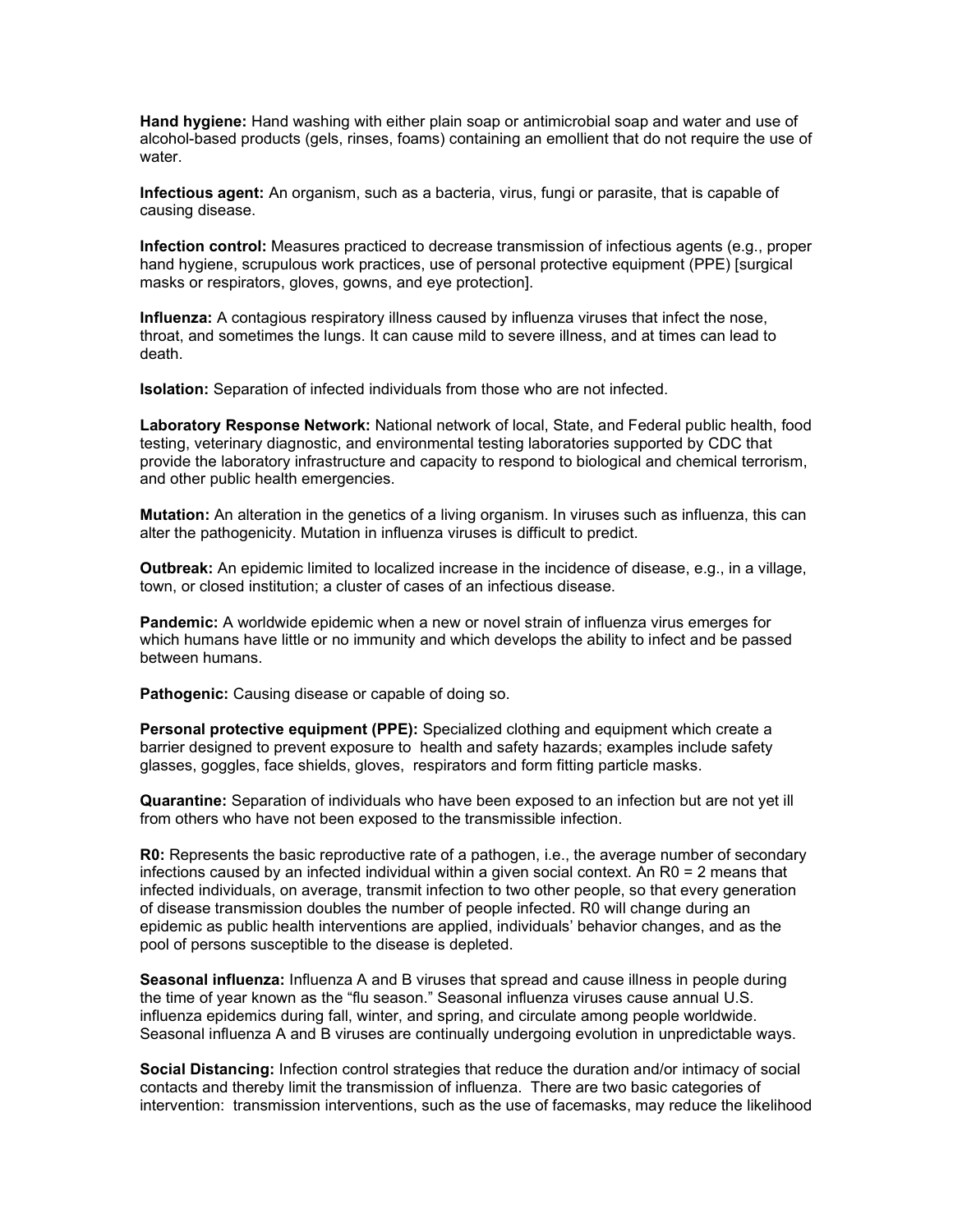**Hand hygiene:** Hand washing with either plain soap or antimicrobial soap and water and use of alcohol-based products (gels, rinses, foams) containing an emollient that do not require the use of water.

**Infectious agent:** An organism, such as a bacteria, virus, fungi or parasite, that is capable of causing disease.

**Infection control:** Measures practiced to decrease transmission of infectious agents (e.g., proper hand hygiene, scrupulous work practices, use of personal protective equipment (PPE) [surgical masks or respirators, gloves, gowns, and eye protection].

**Influenza:** A contagious respiratory illness caused by influenza viruses that infect the nose, throat, and sometimes the lungs. It can cause mild to severe illness, and at times can lead to death.

**Isolation:** Separation of infected individuals from those who are not infected.

**Laboratory Response Network:** National network of local, State, and Federal public health, food testing, veterinary diagnostic, and environmental testing laboratories supported by CDC that provide the laboratory infrastructure and capacity to respond to biological and chemical terrorism, and other public health emergencies.

**Mutation:** An alteration in the genetics of a living organism. In viruses such as influenza, this can alter the pathogenicity. Mutation in influenza viruses is difficult to predict.

**Outbreak:** An epidemic limited to localized increase in the incidence of disease, e.g., in a village, town, or closed institution; a cluster of cases of an infectious disease.

**Pandemic:** A worldwide epidemic when a new or novel strain of influenza virus emerges for which humans have little or no immunity and which develops the ability to infect and be passed between humans.

**Pathogenic:** Causing disease or capable of doing so.

**Personal protective equipment (PPE):** Specialized clothing and equipment which create a barrier designed to prevent exposure to health and safety hazards; examples include safety glasses, goggles, face shields, gloves, respirators and form fitting particle masks.

**Quarantine:** Separation of individuals who have been exposed to an infection but are not yet ill from others who have not been exposed to the transmissible infection.

**R0:** Represents the basic reproductive rate of a pathogen, i.e., the average number of secondary infections caused by an infected individual within a given social context. An R0 = 2 means that infected individuals, on average, transmit infection to two other people, so that every generation of disease transmission doubles the number of people infected. R0 will change during an epidemic as public health interventions are applied, individuals' behavior changes, and as the pool of persons susceptible to the disease is depleted.

**Seasonal influenza:** Influenza A and B viruses that spread and cause illness in people during the time of year known as the "flu season." Seasonal influenza viruses cause annual U.S. influenza epidemics during fall, winter, and spring, and circulate among people worldwide. Seasonal influenza A and B viruses are continually undergoing evolution in unpredictable ways.

**Social Distancing:** Infection control strategies that reduce the duration and/or intimacy of social contacts and thereby limit the transmission of influenza. There are two basic categories of intervention: transmission interventions, such as the use of facemasks, may reduce the likelihood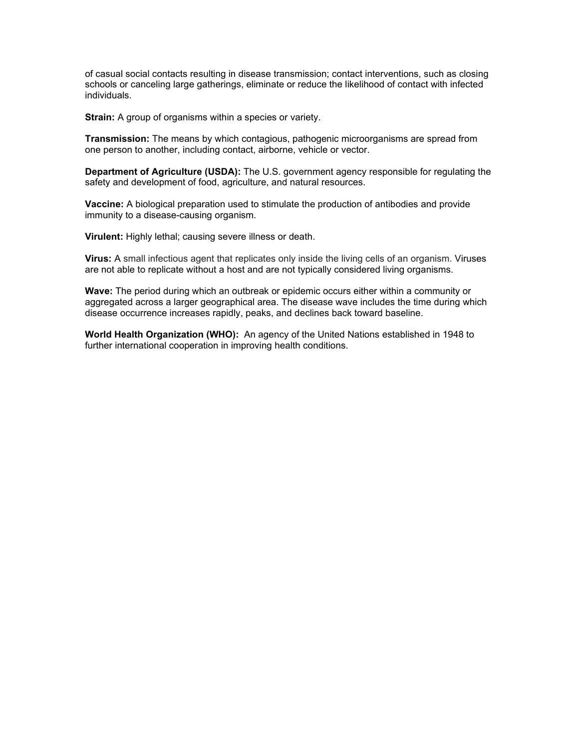of casual social contacts resulting in disease transmission; contact interventions, such as closing schools or canceling large gatherings, eliminate or reduce the likelihood of contact with infected individuals.

**Strain:** A group of organisms within a species or variety.

**Transmission:** The means by which contagious, pathogenic microorganisms are spread from one person to another, including contact, airborne, vehicle or vector.

**Department of Agriculture (USDA):** The U.S. government agency responsible for regulating the safety and development of food, agriculture, and natural resources.

**Vaccine:** A biological preparation used to stimulate the production of antibodies and provide immunity to a disease-causing organism.

**Virulent:** Highly lethal; causing severe illness or death.

**Virus:** A small infectious agent that replicates only inside the living cells of an organism. Viruses are not able to replicate without a host and are not typically considered living organisms.

**Wave:** The period during which an outbreak or epidemic occurs either within a community or aggregated across a larger geographical area. The disease wave includes the time during which disease occurrence increases rapidly, peaks, and declines back toward baseline.

**World Health Organization (WHO):** An agency of the United Nations established in 1948 to further international cooperation in improving health conditions.